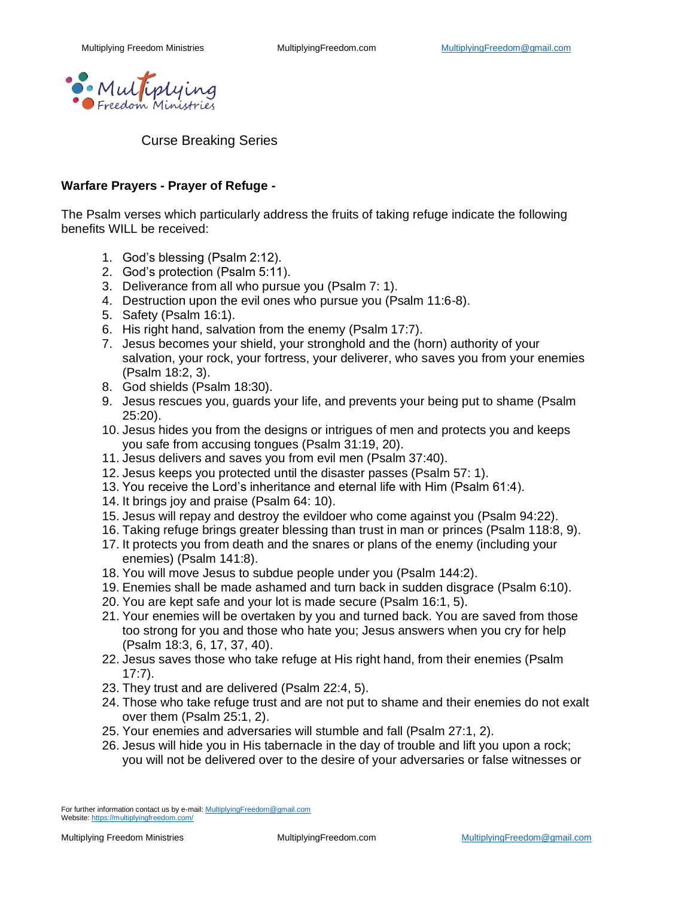Curse Breaking Series

**Warfare Prayers - Prayer of Refuge -**

The Psalm verses which particularly address the fruits of taking refuge indicate the following benefits WILL be received:

1. God's blessing (Psalm 2:12).
2. God's protection (Psalm 5:11).
3. Deliverance from all who pursue you (Psalm 7: 1).
4. Destruction upon the evil ones who pursue you (Psalm 11:6-8).
5. Safety (Psalm 16:1).
6. His right hand, salvation from the enemy (Psalm 17:7).
7. Jesus becomes your shield, your stronghold and the (horn) authority of your salvation, your rock, your fortress, your deliverer, who saves you from your enemies (Psalm 18:2, 3).
8. God shields (Psalm 18:30).
9. Jesus rescues you, guards your life, and prevents your being put to shame (Psalm 25:20).
10. Jesus hides you from the designs or intrigues of men and protects you and keeps you safe from accusing tongues (Psalm 31:19, 20).
11. Jesus delivers and saves you from evil men (Psalm 37:40).
12. Jesus keeps you protected until the disaster passes (Psalm 57: 1).
13. You receive the Lord's inheritance and eternal life with Him (Psalm 61:4).
14. It brings joy and praise (Psalm 64: 10).
15. Jesus will repay and destroy the evildoer who come against you (Psalm 94:22).
16. Taking refuge brings greater blessing than trust in man or princes (Psalm 118:8, 9).
17. It protects you from death and the snares or plans of the enemy (including your enemies) (Psalm 141:8).
18. You will move Jesus to subdue people under you (Psalm 144:2).
19. Enemies shall be made ashamed and turn back in sudden disgrace (Psalm 6:10).
20. You are kept safe and your lot is made secure (Psalm 16:1, 5).
21. Your enemies will be overtaken by you and turned back. You are saved from those too strong for you and those who hate you; Jesus answers when you cry for help (Psalm 18:3, 6, 17, 37, 40).
22. Jesus saves those who take refuge at His right hand, from their enemies (Psalm 17:7).
23. They trust and are delivered (Psalm 22:4, 5).
24. Those who take refuge trust and are not put to shame and their enemies do not exalt over them (Psalm 25:1, 2).
25. Your enemies and adversaries will stumble and fall (Psalm 27:1, 2).
26. Jesus will hide you in His tabernacle in the day of trouble and lift you upon a rock; you will not be delivered over to the desire of your adversaries or false witnesses or

For further information contact us by e-mail: MultiplyingFreedom@gmail.com
Website: https://multiplyingfreedom.com/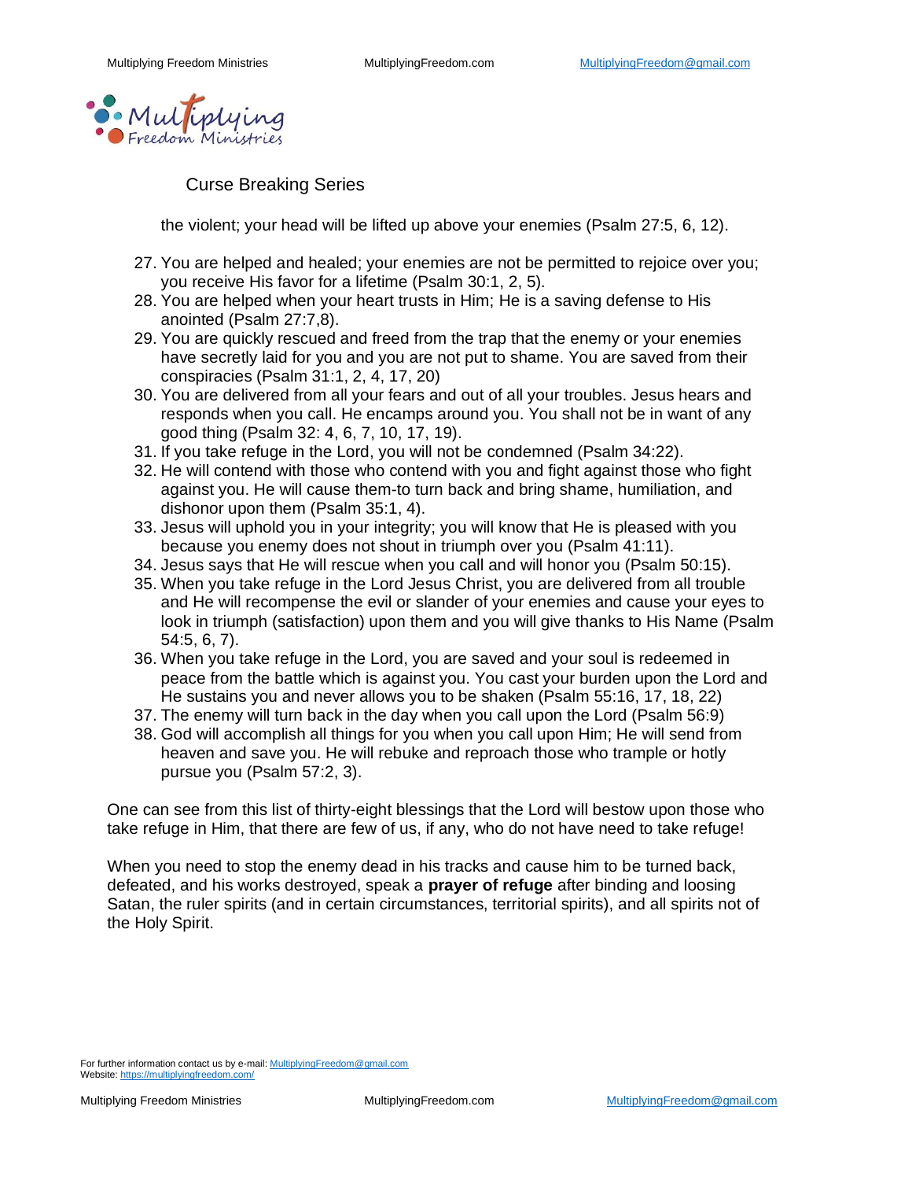Curse Breaking Series

the violent; your head will be lifted up above your enemies (Psalm 27:5, 6, 12).

27. You are helped and healed; your enemies are not be permitted to rejoice over you; you receive His favor for a lifetime (Psalm 30:1, 2, 5).
28. You are helped when your heart trusts in Him; He is a saving defense to His anointed (Psalm 27:7,8).
29. You are quickly rescued and freed from the trap that the enemy or your enemies have secretly laid for you and you are not put to shame. You are saved from their conspiracies (Psalm 31:1, 2, 4, 17, 20)
30. You are delivered from all your fears and out of all your troubles. Jesus hears and responds when you call. He encamps around you. You shall not be in want of any good thing (Psalm 32: 4, 6, 7, 10, 17, 19).
31. If you take refuge in the Lord, you will not be condemned (Psalm 34:22).
32. He will contend with those who contend with you and fight against those who fight against you. He will cause them-to turn back and bring shame, humiliation, and dishonor upon them (Psalm 35:1, 4).
33. Jesus will uphold you in your integrity; you will know that He is pleased with you because you enemy does not shout in triumph over you (Psalm 41:11).
34. Jesus says that He will rescue when you call and will honor you (Psalm 50:15).
35. When you take refuge in the Lord Jesus Christ, you are delivered from all trouble and He will recompense the evil or slander of your enemies and cause your eyes to look in triumph (satisfaction) upon them and you will give thanks to His Name (Psalm 54:5, 6, 7).
36. When you take refuge in the Lord, you are saved and your soul is redeemed in peace from the battle which is against you. You cast your burden upon the Lord and He sustains you and never allows you to be shaken (Psalm 55:16, 17, 18, 22)
37. The enemy will turn back in the day when you call upon the Lord (Psalm 56:9)
38. God will accomplish all things for you when you call upon Him; He will send from heaven and save you. He will rebuke and reproach those who trample or hotly pursue you (Psalm 57:2, 3).

One can see from this list of thirty-eight blessings that the Lord will bestow upon those who take refuge in Him, that there are few of us, if any, who do not have need to take refuge!

When you need to stop the enemy dead in his tracks and cause him to be turned back, defeated, and his works destroyed, speak a **prayer of refuge** after binding and loosing Satan, the ruler spirits (and in certain circumstances, territorial spirits), and all spirits not of the Holy Spirit.

For further information contact us by e-mail: MultiplyingFreedom@gmail.com
Website: https://multiplyingfreedom.com/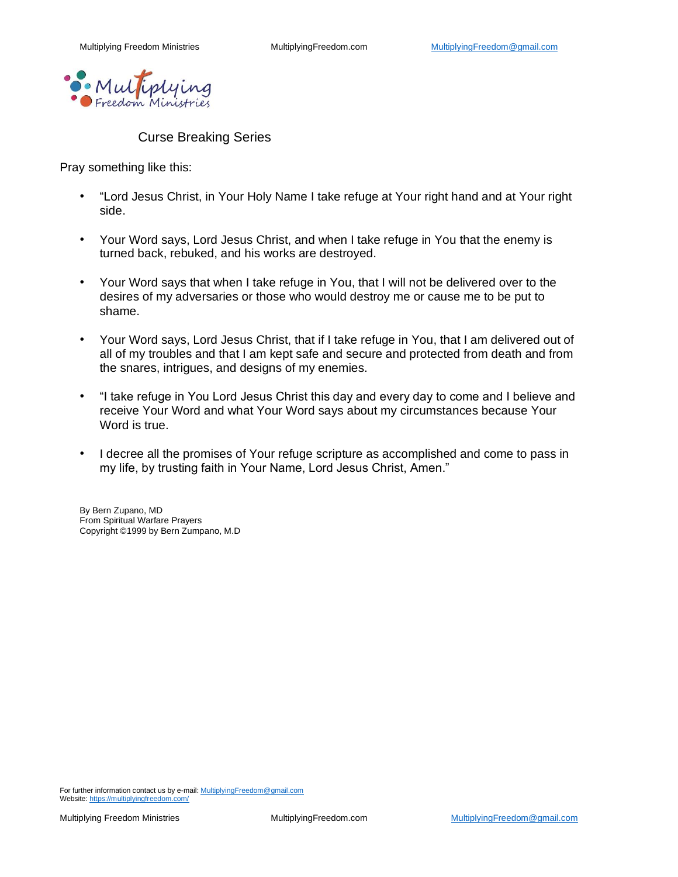## Curse Breaking Series

Pray something like this:

- "Lord Jesus Christ, in Your Holy Name I take refuge at Your right hand and at Your right side.
- Your Word says, Lord Jesus Christ, and when I take refuge in You that the enemy is turned back, rebuked, and his works are destroyed.
- Your Word says that when I take refuge in You, that I will not be delivered over to the desires of my adversaries or those who would destroy me or cause me to be put to shame.
- Your Word says, Lord Jesus Christ, that if I take refuge in You, that I am delivered out of all of my troubles and that I am kept safe and secure and protected from death and from the snares, intrigues, and designs of my enemies.
- "I take refuge in You Lord Jesus Christ this day and every day to come and I believe and receive Your Word and what Your Word says about my circumstances because Your Word is true.
- I decree all the promises of Your refuge scripture as accomplished and come to pass in my life, by trusting faith in Your Name, Lord Jesus Christ, Amen."

By Bern Zupano, MD
From Spiritual Warfare Prayers
Copyright ©1999 by Bern Zumpano, M.D

For further information contact us by e-mail: MultiplyingFreedom@gmail.com
Website: https://multiplyingfreedom.com/